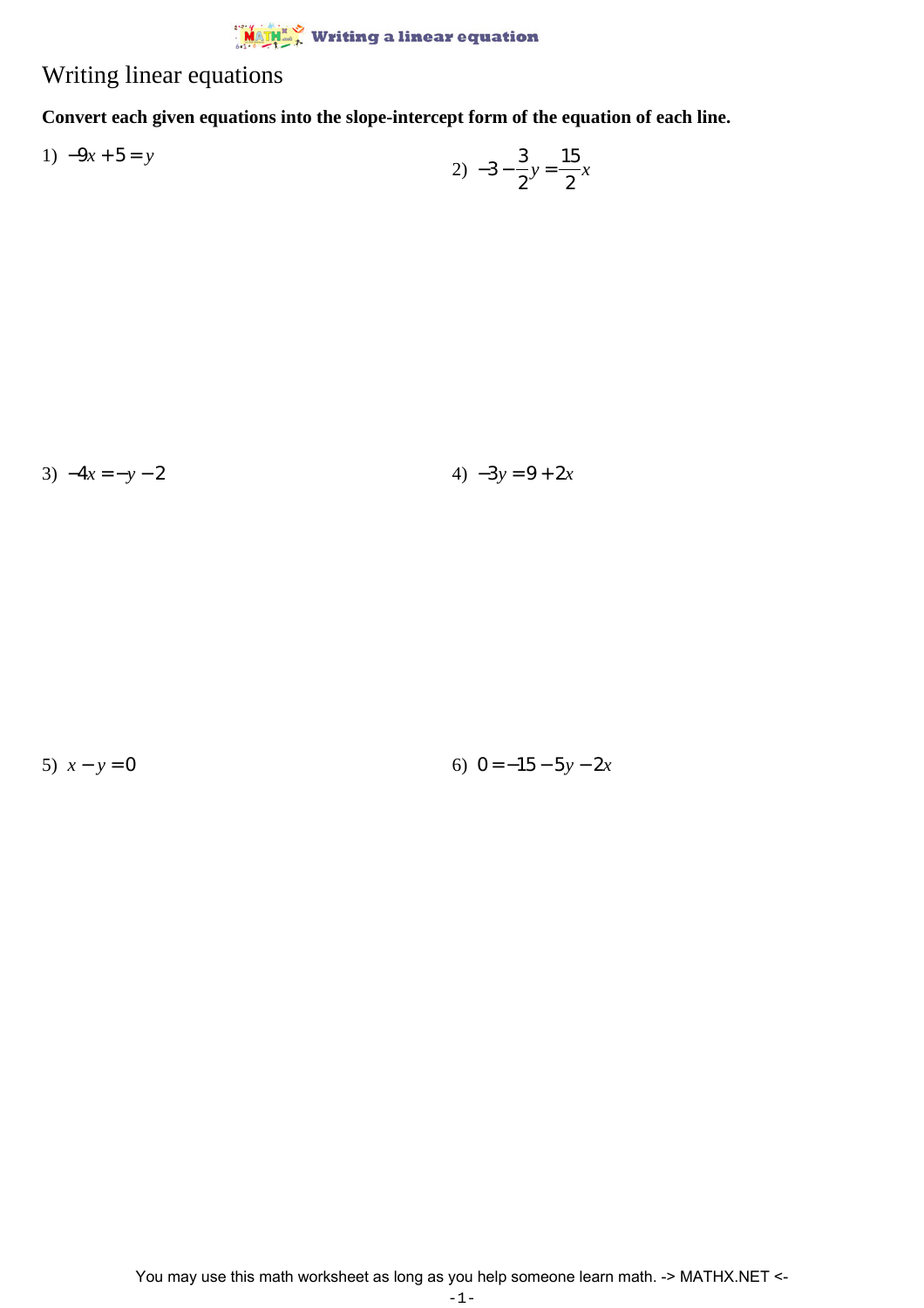# Writing linear equations

**Convert each given equations into the slope-intercept form of the equation of each line.**

1) $-9x + 5 = y$

2) $-3 - \frac{3}{2}y = \frac{15}{2}x$

3) $-4x = -y - 2$

4) $-3y = 9 + 2x$

5) $x - y = 0$

6) $0 = -15 - 5y - 2x$

You may use this math worksheet as long as you help someone learn math. -> MATHX.NET <-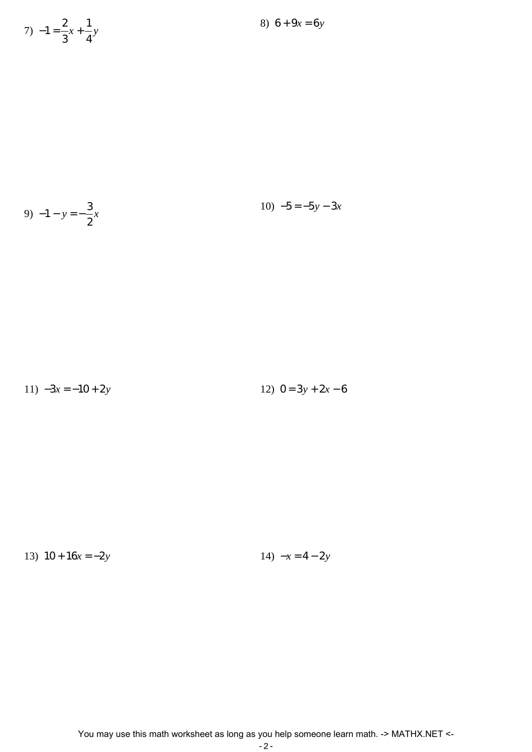7) $-1 = \frac{2}{3}x + \frac{1}{4}y$

8) $6 + 9x = 6y$

9) $-1 - y = -\frac{3}{2}x$

10) $-5 = -5y - 3x$

11) $-3x = -10 + 2y$

12) $0 = 3y + 2x - 6$

13) $10 + 16x = -2y$

14) $-x = 4 - 2y$

You may use this math worksheet as long as you help someone learn math. -> MATHX.NET <-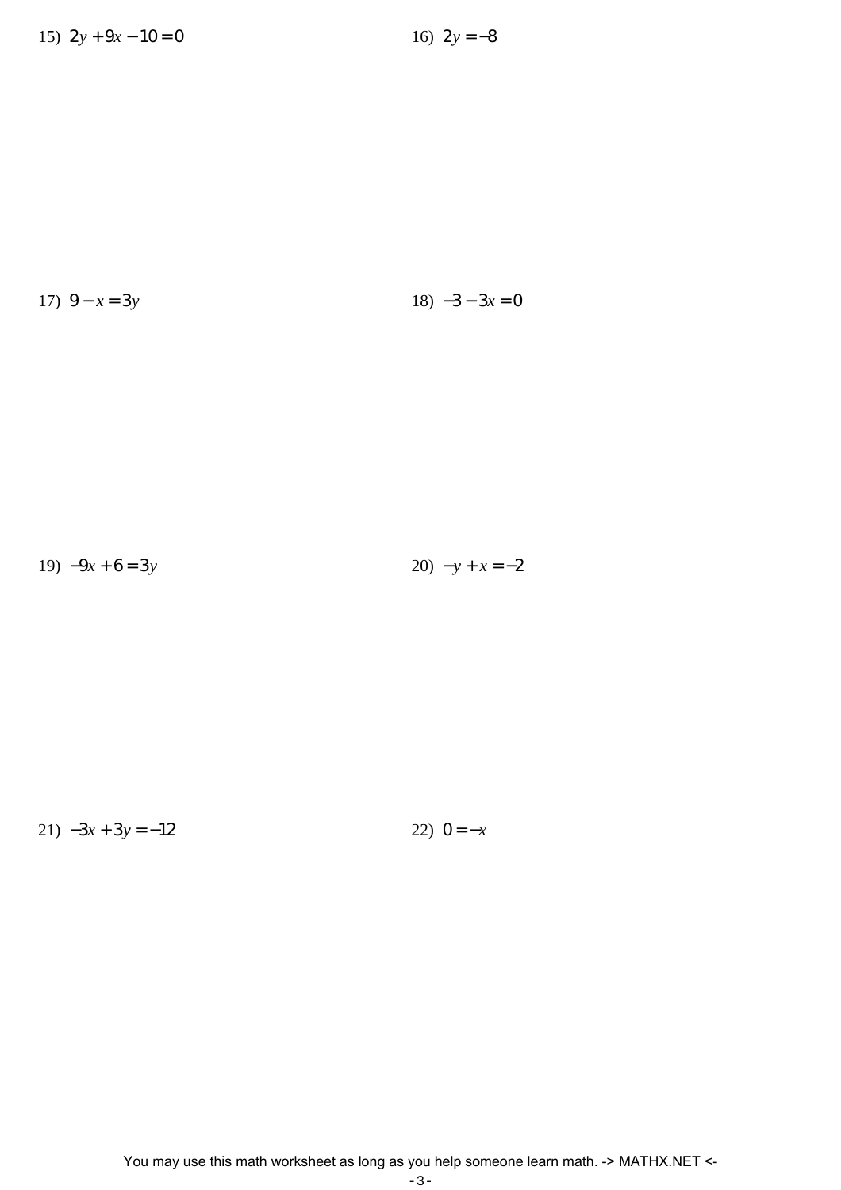15) $2y + 9x - 10 = 0$

16) $2y = -8$

17) $9 - x = 3y$

18) $-3 - 3x = 0$

19) $-9x + 6 = 3y$

20) $-y + x = -2$

21) $-3x + 3y = -12$

22) $0 = -x$

You may use this math worksheet as long as you help someone learn math. -> MATHX.NET <-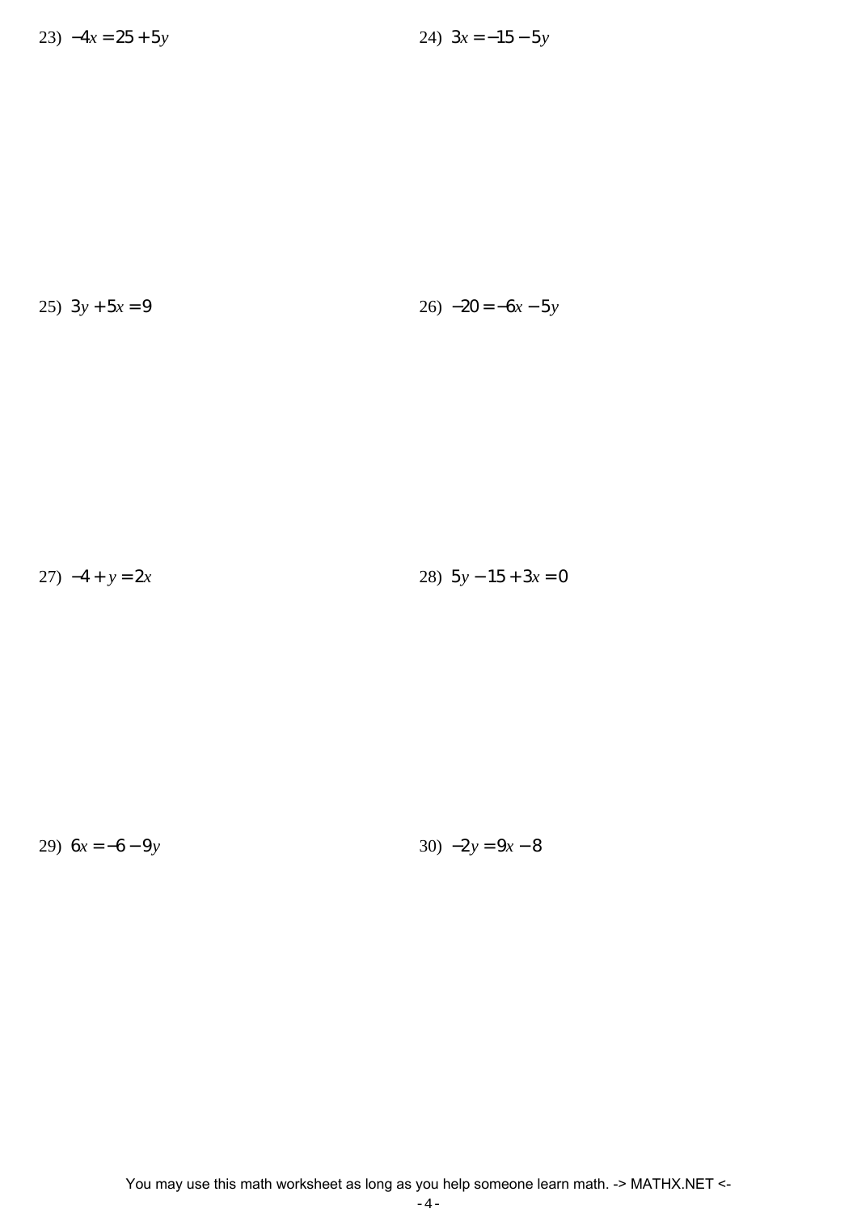23) $-4x = 25 + 5y$

24) $3x = -15 - 5y$

25) $3y + 5x = 9$

26) $-20 = -6x - 5y$

27) $-4 + y = 2x$

28) $5y - 15 + 3x = 0$

29) $6x = -6 - 9y$

30) $-2y = 9x - 8$

You may use this math worksheet as long as you help someone learn math. -> MATHX.NET <-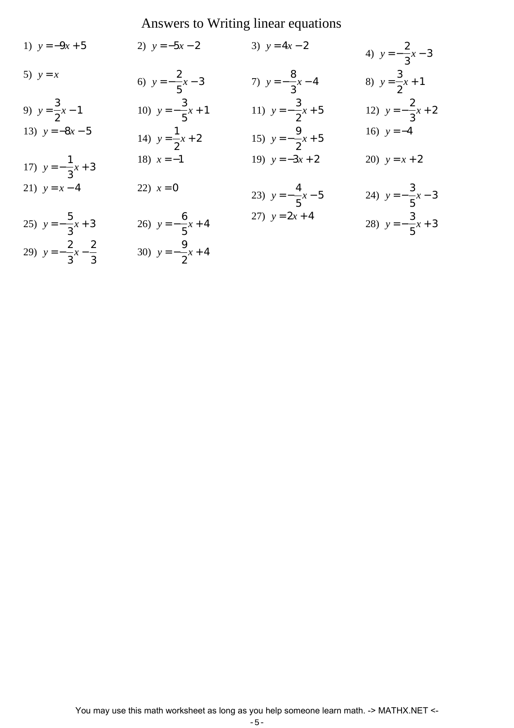# Answers to Writing linear equations

1) $y = -9x + 5$

2) $y = -5x - 2$

3) $y = 4x - 2$

4) $y = -\frac{2}{3}x - 3$

5) $y = x$

6) $y = -\frac{2}{5}x - 3$

7) $y = -\frac{8}{3}x - 4$

8) $y = \frac{3}{2}x + 1$

9) $y = \frac{3}{2}x - 1$

10) $y = -\frac{3}{5}x + 1$

11) $y = -\frac{3}{2}x + 5$

12) $y = -\frac{2}{3}x + 2$

13) $y = -8x - 5$

14) $y = \frac{1}{2}x + 2$

15) $y = -\frac{9}{2}x + 5$

16) $y = -4$

17) $y = -\frac{1}{3}x + 3$

18) $x = -1$

19) $y = -3x + 2$

20) $y = x + 2$

21) $y = x - 4$

22) $x = 0$

23) $y = -\frac{4}{5}x - 5$

24) $y = -\frac{3}{5}x - 3$

25) $y = -\frac{5}{3}x + 3$

26) $y = -\frac{6}{5}x + 4$

27) $y = 2x + 4$

28) $y = -\frac{3}{5}x + 3$

29) $y = -\frac{2}{3}x - \frac{2}{3}$

30) $y = -\frac{9}{2}x + 4$

You may use this math worksheet as long as you help someone learn math. -> MATHX.NET <-